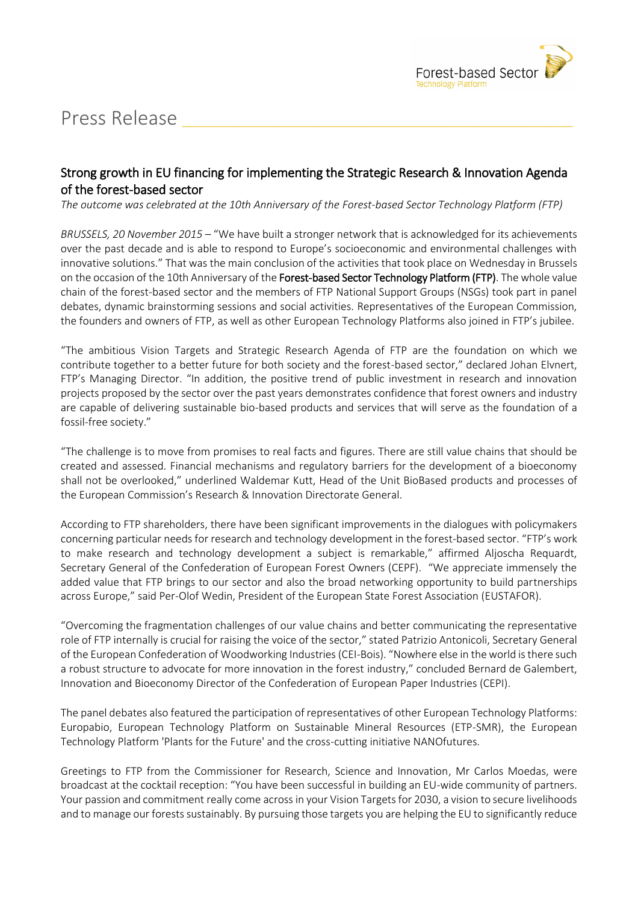# Press Release

## Strong growth in EU financing for implementing the Strategic Research & Innovation Agenda of the forest-based sector

*The outcome was celebrated at the 10th Anniversary of the Forest-based Sector Technology Platform (FTP)*

*BRUSSELS, 20 November 2015* – "We have built a stronger network that is acknowledged for its achievements over the past decade and is able to respond to Europe's socioeconomic and environmental challenges with innovative solutions." That was the main conclusion of the activities that took place on Wednesday in Brussels on the occasion of the 10th Anniversary of the **Forest-based Sector Technology Platform (FTP)**. The whole value chain of the forest-based sector and the members of FTP National Support Groups (NSGs) took part in panel debates, dynamic brainstorming sessions and social activities. Representatives of the European Commission, the founders and owners of FTP, as well as other European Technology Platforms also joined in FTP's jubilee.

"The ambitious Vision Targets and Strategic Research Agenda of FTP are the foundation on which we contribute together to a better future for both society and the forest-based sector," declared Johan Elvnert, FTP's Managing Director. "In addition, the positive trend of public investment in research and innovation projects proposed by the sector over the past years demonstrates confidence that forest owners and industry are capable of delivering sustainable bio-based products and services that will serve as the foundation of a fossil-free society."

"The challenge is to move from promises to real facts and figures. There are still value chains that should be created and assessed. Financial mechanisms and regulatory barriers for the development of a bioeconomy shall not be overlooked," underlined Waldemar Kutt, Head of the Unit BioBased products and processes of the European Commission's Research & Innovation Directorate General.

According to FTP shareholders, there have been significant improvements in the dialogues with policymakers concerning particular needs for research and technology development in the forest-based sector. "FTP's work to make research and technology development a subject is remarkable," affirmed Aljoscha Requardt, Secretary General of the Confederation of European Forest Owners (CEPF). "We appreciate immensely the added value that FTP brings to our sector and also the broad networking opportunity to build partnerships across Europe," said Per-Olof Wedin, President of the European State Forest Association (EUSTAFOR).

"Overcoming the fragmentation challenges of our value chains and better communicating the representative role of FTP internally is crucial for raising the voice of the sector," stated Patrizio Antonicoli, Secretary General of the European Confederation of Woodworking Industries (CEI-Bois). "Nowhere else in the world is there such a robust structure to advocate for more innovation in the forest industry," concluded Bernard de Galembert, Innovation and Bioeconomy Director of the Confederation of European Paper Industries (CEPI).

The panel debates also featured the participation of representatives of other European Technology Platforms: Europabio, European Technology Platform on Sustainable Mineral Resources (ETP-SMR), the European Technology Platform 'Plants for the Future' and the cross-cutting initiative NANOfutures.

Greetings to FTP from the Commissioner for Research, Science and Innovation, Mr Carlos Moedas, were broadcast at the cocktail reception: "You have been successful in building an EU-wide community of partners. Your passion and commitment really come across in your Vision Targets for 2030, a vision to secure livelihoods and to manage our forests sustainably. By pursuing those targets you are helping the EU to significantly reduce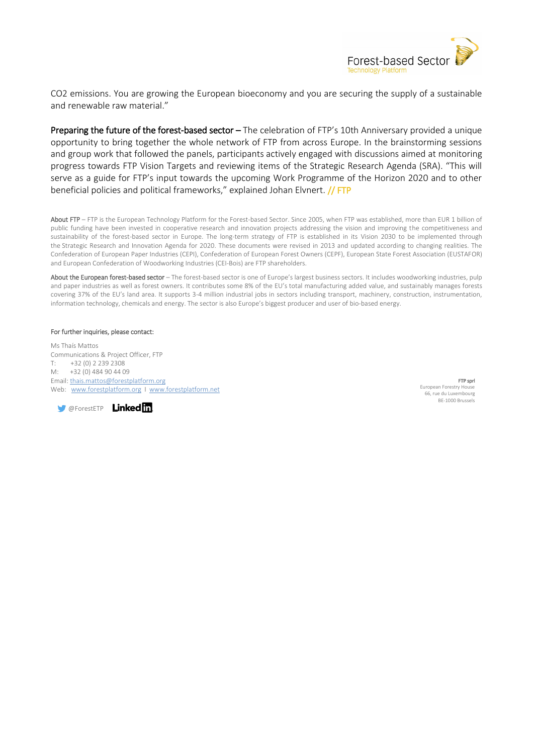$CO_2$ emissions. You are growing the European bioeconomy and you are securing the supply of a sustainable and renewable raw material."

**Preparing the future of the forest-based sector –** The celebration of FTP's 10th Anniversary provided a unique opportunity to bring together the whole network of FTP from across Europe. In the brainstorming sessions and group work that followed the panels, participants actively engaged with discussions aimed at monitoring progress towards FTP Vision Targets and reviewing items of the Strategic Research Agenda (SRA). "This will serve as a guide for FTP's input towards the upcoming Work Programme of the Horizon 2020 and to other beneficial policies and political frameworks," explained Johan Elvnert. // FTP

**About FTP** – FTP is the European Technology Platform for the Forest-based Sector. Since 2005, when FTP was established, more than EUR 1 billion of public funding have been invested in cooperative research and innovation projects addressing the vision and improving the competitiveness and sustainability of the forest-based sector in Europe. The long-term strategy of FTP is established in its Vision 2030 to be implemented through the Strategic Research and Innovation Agenda for 2020. These documents were revised in 2013 and updated according to changing realities. The Confederation of European Paper Industries (CEPI), Confederation of European Forest Owners (CEPF), European State Forest Association (EUSTAFOR) and European Confederation of Woodworking Industries (CEI-Bois) are FTP shareholders.

**About the European forest-based sector** – The forest-based sector is one of Europe's largest business sectors. It includes woodworking industries, pulp and paper industries as well as forest owners. It contributes some 8% of the EU's total manufacturing added value, and sustainably manages forests covering 37% of the EU's land area. It supports 3-4 million industrial jobs in sectors including transport, machinery, construction, instrumentation, information technology, chemicals and energy. The sector is also Europe's biggest producer and user of bio-based energy.

**For further inquiries, please contact:**

Ms Thaís Mattos
Communications & Project Officer, FTP
T: +32 (0) 2 239 2308
M: +32 (0) 484 90 44 09
Email: thais.mattos@forestplatform.org
Web: www.forestplatform.org I www.forestplatform.net

@ForestETP LinkedIn

**FTP sprl**
European Forestry House
66, rue du Luxembourg
BE-1000 Brussels